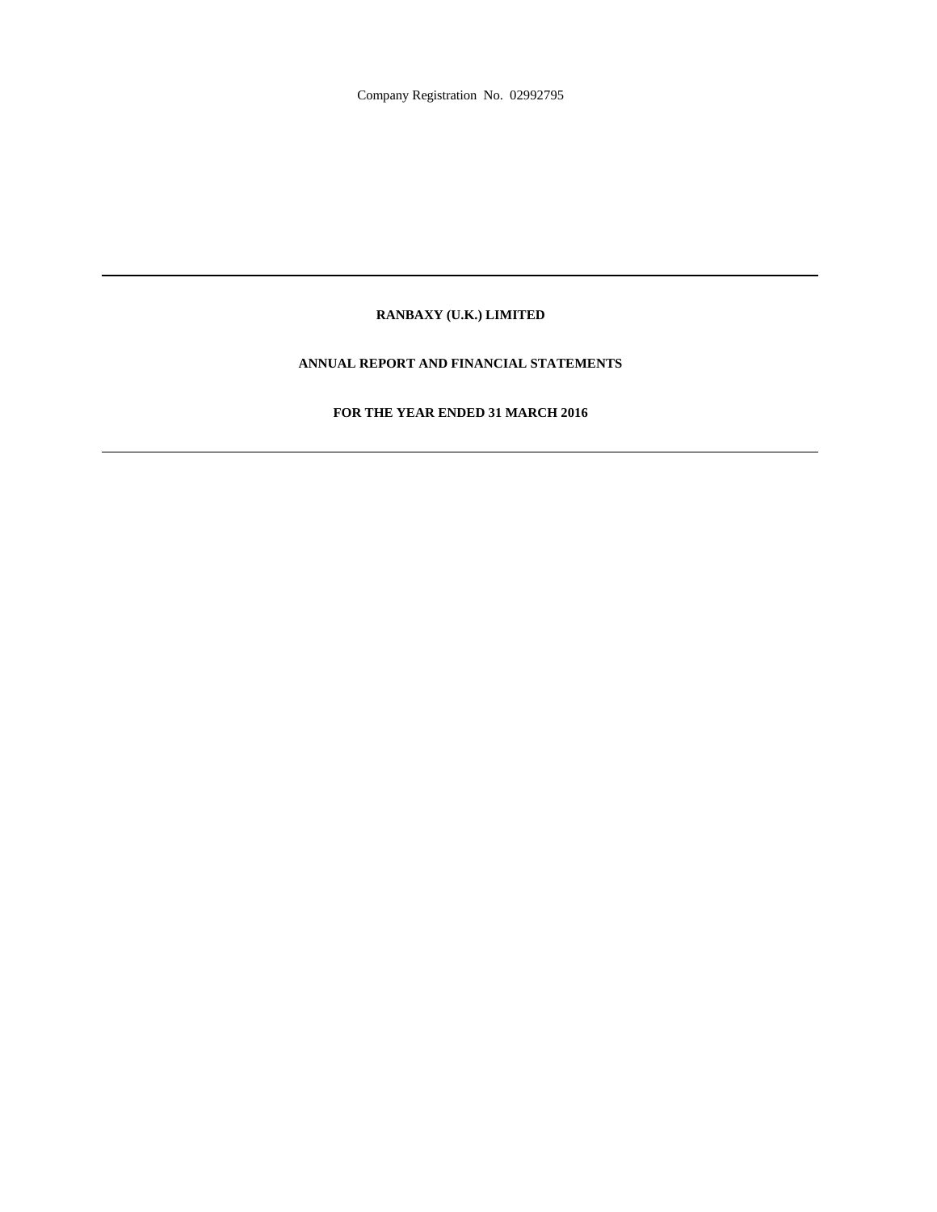Company Registration No. 02992795

---

# RANBAXY (U.K.) LIMITED

## ANNUAL REPORT AND FINANCIAL STATEMENTS

## FOR THE YEAR ENDED 31 MARCH 2016

---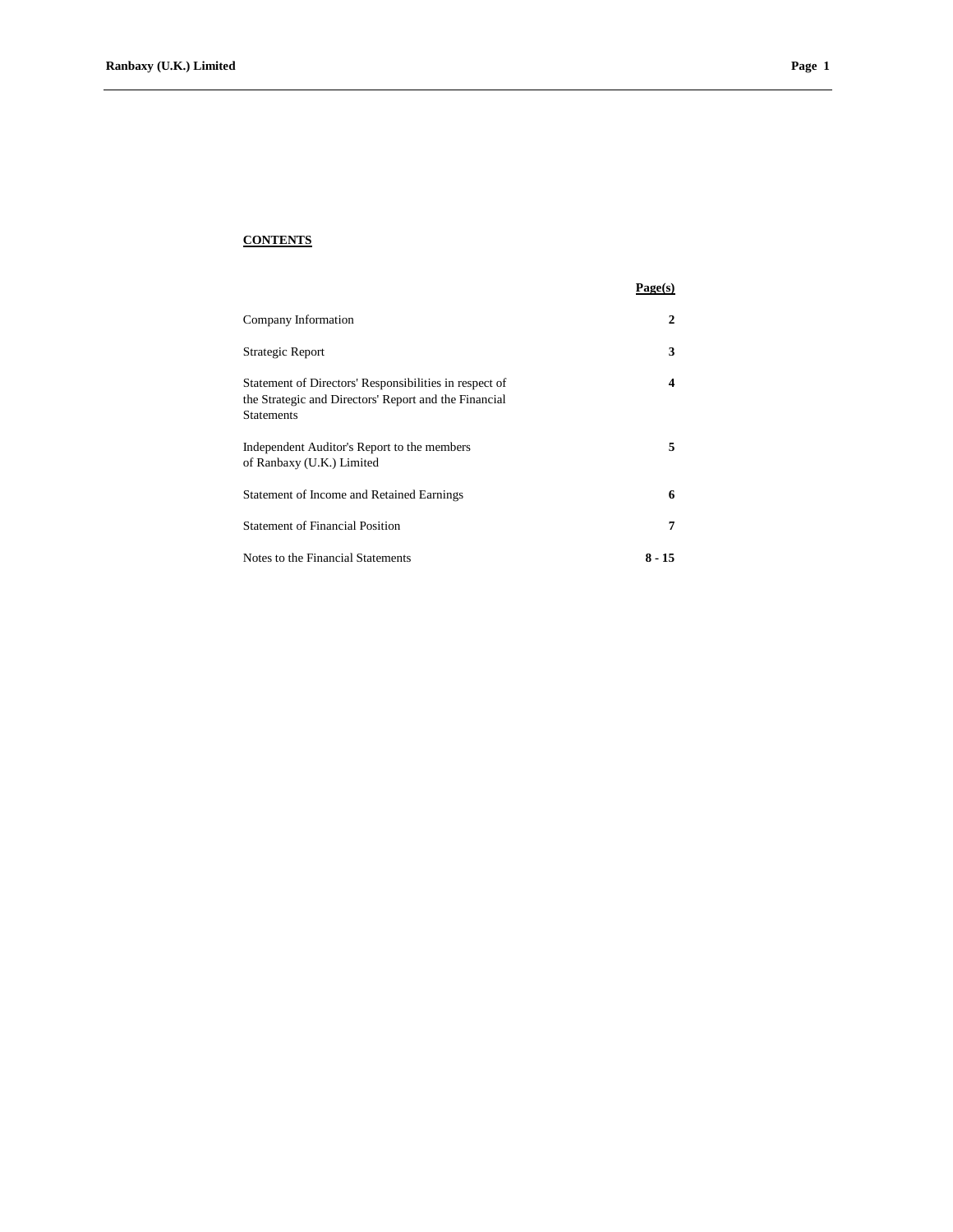# CONTENTS

| | Page(s) |
|---|---|
| Company Information | **2** |
| Strategic Report | **3** |
| Statement of Directors' Responsibilities in respect of the Strategic and Directors' Report and the Financial Statements | **4** |
| Independent Auditor's Report to the members of Ranbaxy (U.K.) Limited | **5** |
| Statement of Income and Retained Earnings | **6** |
| Statement of Financial Position | **7** |
| Notes to the Financial Statements | **8 - 15** |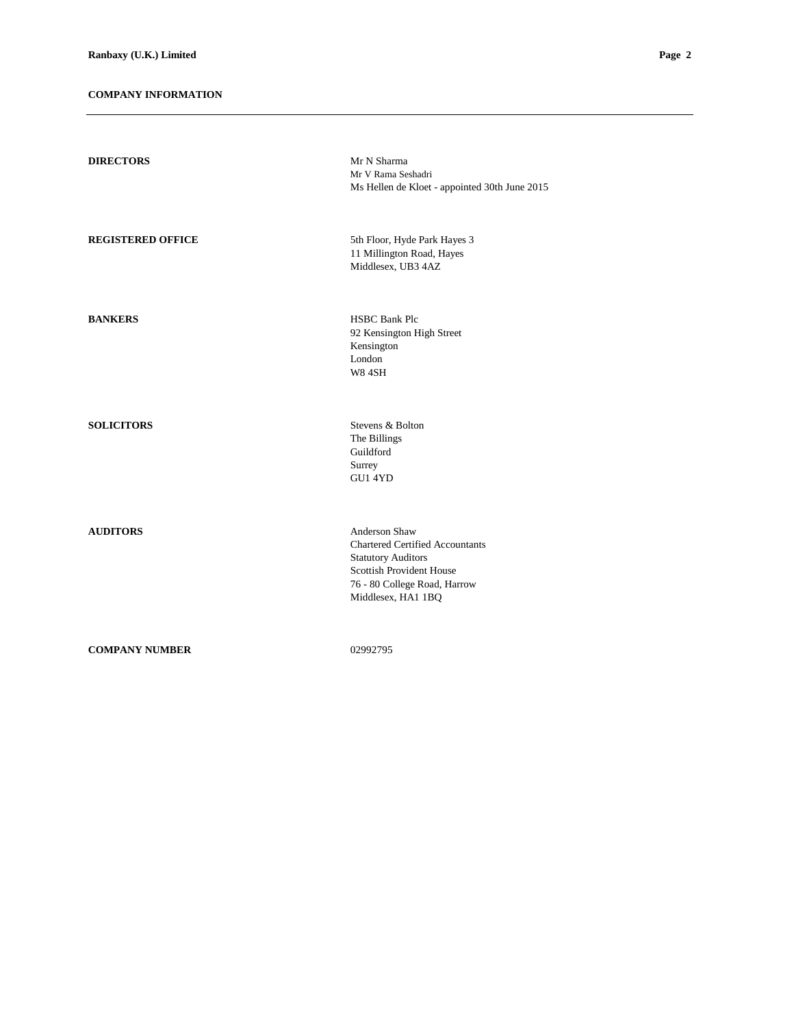## COMPANY INFORMATION

---

| | |
|---|---|
| **DIRECTORS** | Mr N Sharma<br>Mr V Rama Seshadri<br>Ms Hellen de Kloet - appointed 30th June 2015 |
| **REGISTERED OFFICE** | 5th Floor, Hyde Park Hayes 3<br>11 Millington Road, Hayes<br>Middlesex, UB3 4AZ |
| **BANKERS** | HSBC Bank Plc<br>92 Kensington High Street<br>Kensington<br>London<br>W8 4SH |
| **SOLICITORS** | Stevens & Bolton<br>The Billings<br>Guildford<br>Surrey<br>GU1 4YD |
| **AUDITORS** | Anderson Shaw<br>Chartered Certified Accountants<br>Statutory Auditors<br>Scottish Provident House<br>76 - 80 College Road, Harrow<br>Middlesex, HA1 1BQ |
| **COMPANY NUMBER** | 02992795 |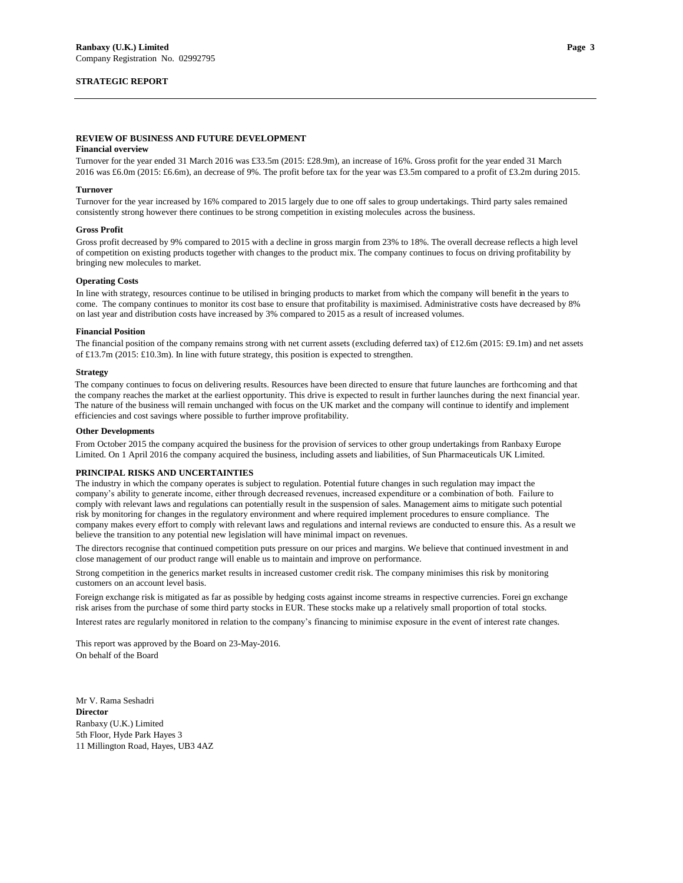**Ranbaxy (U.K.) Limited**
Company Registration No. 02992795

## STRATEGIC REPORT

### REVIEW OF BUSINESS AND FUTURE DEVELOPMENT

**Financial overview**

Turnover for the year ended 31 March 2016 was £33.5m (2015: £28.9m), an increase of 16%. Gross profit for the year ended 31 March 2016 was £6.0m (2015: £6.6m), an decrease of 9%. The profit before tax for the year was £3.5m compared to a profit of £3.2m during 2015.

**Turnover**

Turnover for the year increased by 16% compared to 2015 largely due to one off sales to group undertakings. Third party sales remained consistently strong however there continues to be strong competition in existing molecules across the business.

**Gross Profit**

Gross profit decreased by 9% compared to 2015 with a decline in gross margin from 23% to 18%. The overall decrease reflects a high level of competition on existing products together with changes to the product mix. The company continues to focus on driving profitability by bringing new molecules to market.

**Operating Costs**

In line with strategy, resources continue to be utilised in bringing products to market from which the company will benefit in the years to come. The company continues to monitor its cost base to ensure that profitability is maximised. Administrative costs have decreased by 8% on last year and distribution costs have increased by 3% compared to 2015 as a result of increased volumes.

**Financial Position**

The financial position of the company remains strong with net current assets (excluding deferred tax) of £12.6m (2015: £9.1m) and net assets of £13.7m (2015: £10.3m). In line with future strategy, this position is expected to strengthen.

**Strategy**

The company continues to focus on delivering results. Resources have been directed to ensure that future launches are forthcoming and that the company reaches the market at the earliest opportunity. This drive is expected to result in further launches during the next financial year. The nature of the business will remain unchanged with focus on the UK market and the company will continue to identify and implement efficiencies and cost savings where possible to further improve profitability.

**Other Developments**

From October 2015 the company acquired the business for the provision of services to other group undertakings from Ranbaxy Europe Limited. On 1 April 2016 the company acquired the business, including assets and liabilities, of Sun Pharmaceuticals UK Limited.

### PRINCIPAL RISKS AND UNCERTAINTIES

The industry in which the company operates is subject to regulation. Potential future changes in such regulation may impact the company's ability to generate income, either through decreased revenues, increased expenditure or a combination of both. Failure to comply with relevant laws and regulations can potentially result in the suspension of sales. Management aims to mitigate such potential risk by monitoring for changes in the regulatory environment and where required implement procedures to ensure compliance. The company makes every effort to comply with relevant laws and regulations and internal reviews are conducted to ensure this. As a result we believe the transition to any potential new legislation will have minimal impact on revenues.

The directors recognise that continued competition puts pressure on our prices and margins. We believe that continued investment in and close management of our product range will enable us to maintain and improve on performance.

Strong competition in the generics market results in increased customer credit risk. The company minimises this risk by monitoring customers on an account level basis.

Foreign exchange risk is mitigated as far as possible by hedging costs against income streams in respective currencies. Foreign exchange risk arises from the purchase of some third party stocks in EUR. These stocks make up a relatively small proportion of total stocks.

Interest rates are regularly monitored in relation to the company's financing to minimise exposure in the event of interest rate changes.

This report was approved by the Board on 23-May-2016.
On behalf of the Board

Mr V. Rama Seshadri
**Director**
Ranbaxy (U.K.) Limited
5th Floor, Hyde Park Hayes 3
11 Millington Road, Hayes, UB3 4AZ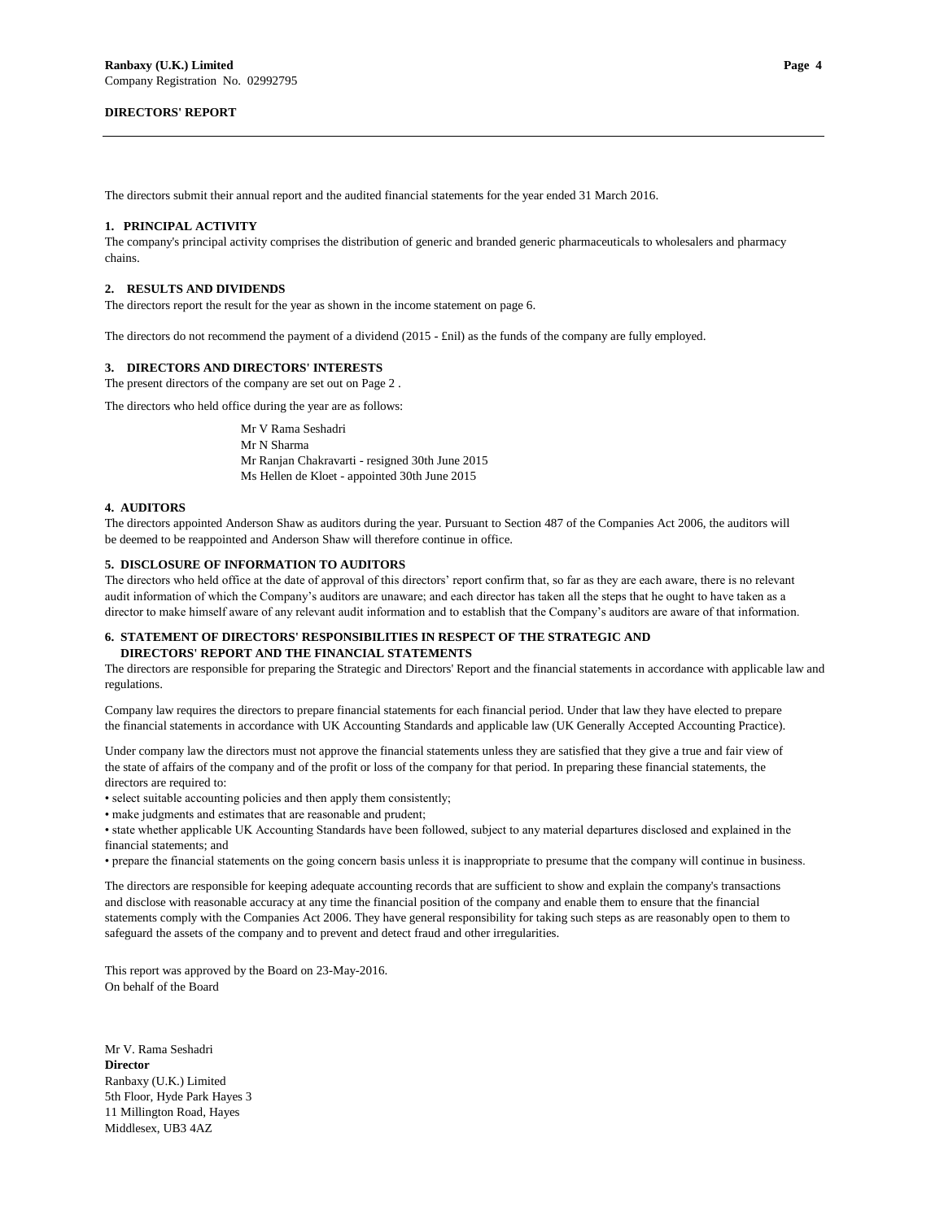**Ranbaxy (U.K.) Limited**
Company Registration No. 02992795

## DIRECTORS' REPORT

The directors submit their annual report and the audited financial statements for the year ended 31 March 2016.

### 1. PRINCIPAL ACTIVITY

The company's principal activity comprises the distribution of generic and branded generic pharmaceuticals to wholesalers and pharmacy chains.

### 2. RESULTS AND DIVIDENDS

The directors report the result for the year as shown in the income statement on page 6.

The directors do not recommend the payment of a dividend (2015 - £nil) as the funds of the company are fully employed.

### 3. DIRECTORS AND DIRECTORS' INTERESTS

The present directors of the company are set out on Page 2 .

The directors who held office during the year are as follows:

Mr V Rama Seshadri
Mr N Sharma
Mr Ranjan Chakravarti - resigned 30th June 2015
Ms Hellen de Kloet - appointed 30th June 2015

### 4. AUDITORS

The directors appointed Anderson Shaw as auditors during the year. Pursuant to Section 487 of the Companies Act 2006, the auditors will be deemed to be reappointed and Anderson Shaw will therefore continue in office.

### 5. DISCLOSURE OF INFORMATION TO AUDITORS

The directors who held office at the date of approval of this directors' report confirm that, so far as they are each aware, there is no relevant audit information of which the Company's auditors are unaware; and each director has taken all the steps that he ought to have taken as a director to make himself aware of any relevant audit information and to establish that the Company's auditors are aware of that information.

### 6. STATEMENT OF DIRECTORS' RESPONSIBILITIES IN RESPECT OF THE STRATEGIC AND DIRECTORS' REPORT AND THE FINANCIAL STATEMENTS

The directors are responsible for preparing the Strategic and Directors' Report and the financial statements in accordance with applicable law and regulations.

Company law requires the directors to prepare financial statements for each financial period. Under that law they have elected to prepare the financial statements in accordance with UK Accounting Standards and applicable law (UK Generally Accepted Accounting Practice).

Under company law the directors must not approve the financial statements unless they are satisfied that they give a true and fair view of the state of affairs of the company and of the profit or loss of the company for that period. In preparing these financial statements, the directors are required to:

- select suitable accounting policies and then apply them consistently;
- make judgments and estimates that are reasonable and prudent;
- state whether applicable UK Accounting Standards have been followed, subject to any material departures disclosed and explained in the financial statements; and
- prepare the financial statements on the going concern basis unless it is inappropriate to presume that the company will continue in business.

The directors are responsible for keeping adequate accounting records that are sufficient to show and explain the company's transactions and disclose with reasonable accuracy at any time the financial position of the company and enable them to ensure that the financial statements comply with the Companies Act 2006. They have general responsibility for taking such steps as are reasonably open to them to safeguard the assets of the company and to prevent and detect fraud and other irregularities.

This report was approved by the Board on 23-May-2016.
On behalf of the Board

Mr V. Rama Seshadri
**Director**
Ranbaxy (U.K.) Limited
5th Floor, Hyde Park Hayes 3
11 Millington Road, Hayes
Middlesex, UB3 4AZ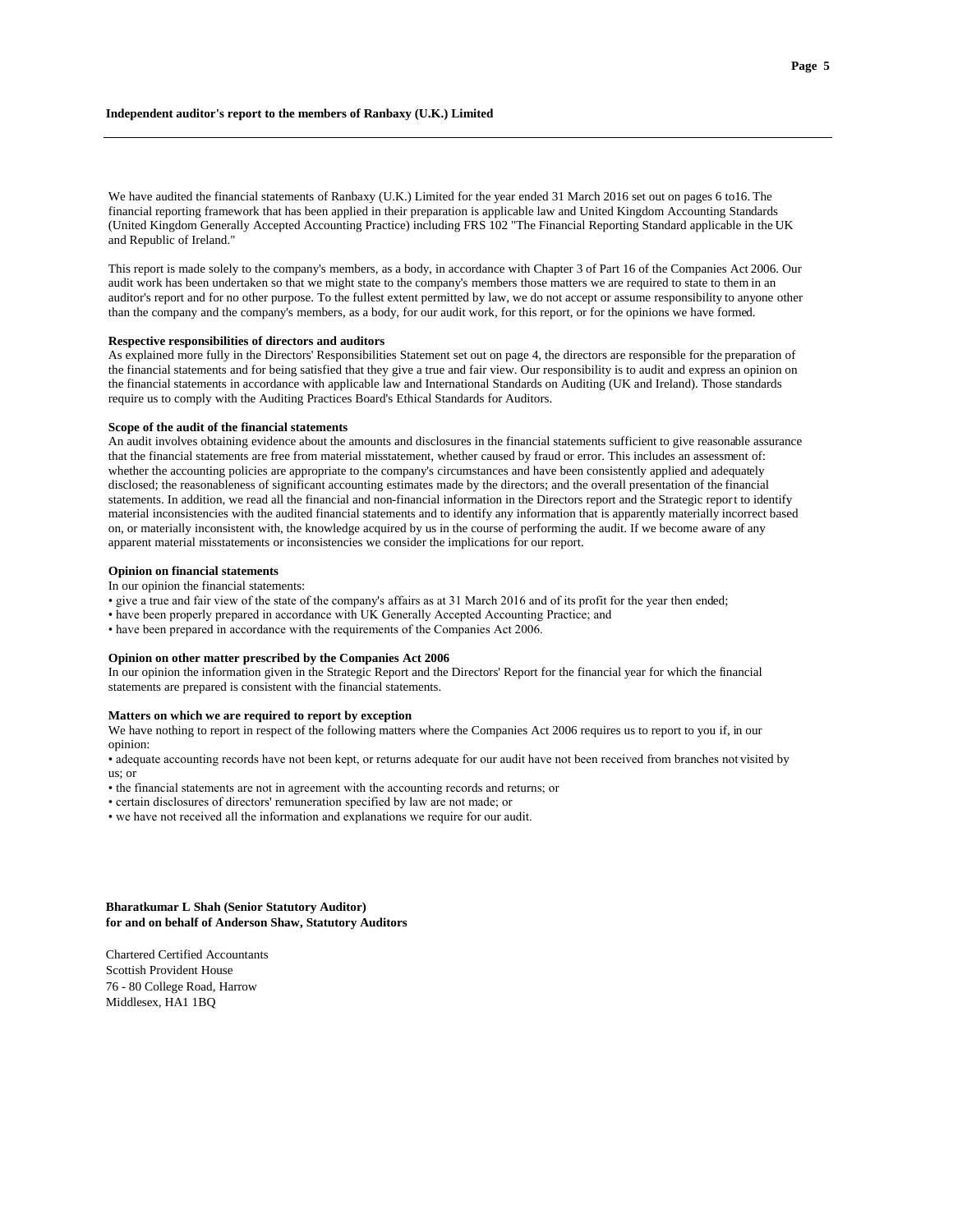# Independent auditor's report to the members of Ranbaxy (U.K.) Limited

We have audited the financial statements of Ranbaxy (U.K.) Limited for the year ended 31 March 2016 set out on pages 6 to16. The financial reporting framework that has been applied in their preparation is applicable law and United Kingdom Accounting Standards (United Kingdom Generally Accepted Accounting Practice) including FRS 102 "The Financial Reporting Standard applicable in the UK and Republic of Ireland."

This report is made solely to the company's members, as a body, in accordance with Chapter 3 of Part 16 of the Companies Act 2006. Our audit work has been undertaken so that we might state to the company's members those matters we are required to state to them in an auditor's report and for no other purpose. To the fullest extent permitted by law, we do not accept or assume responsibility to anyone other than the company and the company's members, as a body, for our audit work, for this report, or for the opinions we have formed.

**Respective responsibilities of directors and auditors**

As explained more fully in the Directors' Responsibilities Statement set out on page 4, the directors are responsible for the preparation of the financial statements and for being satisfied that they give a true and fair view. Our responsibility is to audit and express an opinion on the financial statements in accordance with applicable law and International Standards on Auditing (UK and Ireland). Those standards require us to comply with the Auditing Practices Board's Ethical Standards for Auditors.

**Scope of the audit of the financial statements**

An audit involves obtaining evidence about the amounts and disclosures in the financial statements sufficient to give reasonable assurance that the financial statements are free from material misstatement, whether caused by fraud or error. This includes an assessment of: whether the accounting policies are appropriate to the company's circumstances and have been consistently applied and adequately disclosed; the reasonableness of significant accounting estimates made by the directors; and the overall presentation of the financial statements. In addition, we read all the financial and non-financial information in the Directors report and the Strategic report to identify material inconsistencies with the audited financial statements and to identify any information that is apparently materially incorrect based on, or materially inconsistent with, the knowledge acquired by us in the course of performing the audit. If we become aware of any apparent material misstatements or inconsistencies we consider the implications for our report.

**Opinion on financial statements**

In our opinion the financial statements:

- give a true and fair view of the state of the company's affairs as at 31 March 2016 and of its profit for the year then ended;
- have been properly prepared in accordance with UK Generally Accepted Accounting Practice; and
- have been prepared in accordance with the requirements of the Companies Act 2006.

**Opinion on other matter prescribed by the Companies Act 2006**

In our opinion the information given in the Strategic Report and the Directors' Report for the financial year for which the financial statements are prepared is consistent with the financial statements.

**Matters on which we are required to report by exception**

We have nothing to report in respect of the following matters where the Companies Act 2006 requires us to report to you if, in our opinion:

- adequate accounting records have not been kept, or returns adequate for our audit have not been received from branches not visited by us; or
- the financial statements are not in agreement with the accounting records and returns; or
- certain disclosures of directors' remuneration specified by law are not made; or
- we have not received all the information and explanations we require for our audit.

**Bharatkumar L Shah (Senior Statutory Auditor)**
**for and on behalf of Anderson Shaw, Statutory Auditors**

Chartered Certified Accountants
Scottish Provident House
76 - 80 College Road, Harrow
Middlesex, HA1 1BQ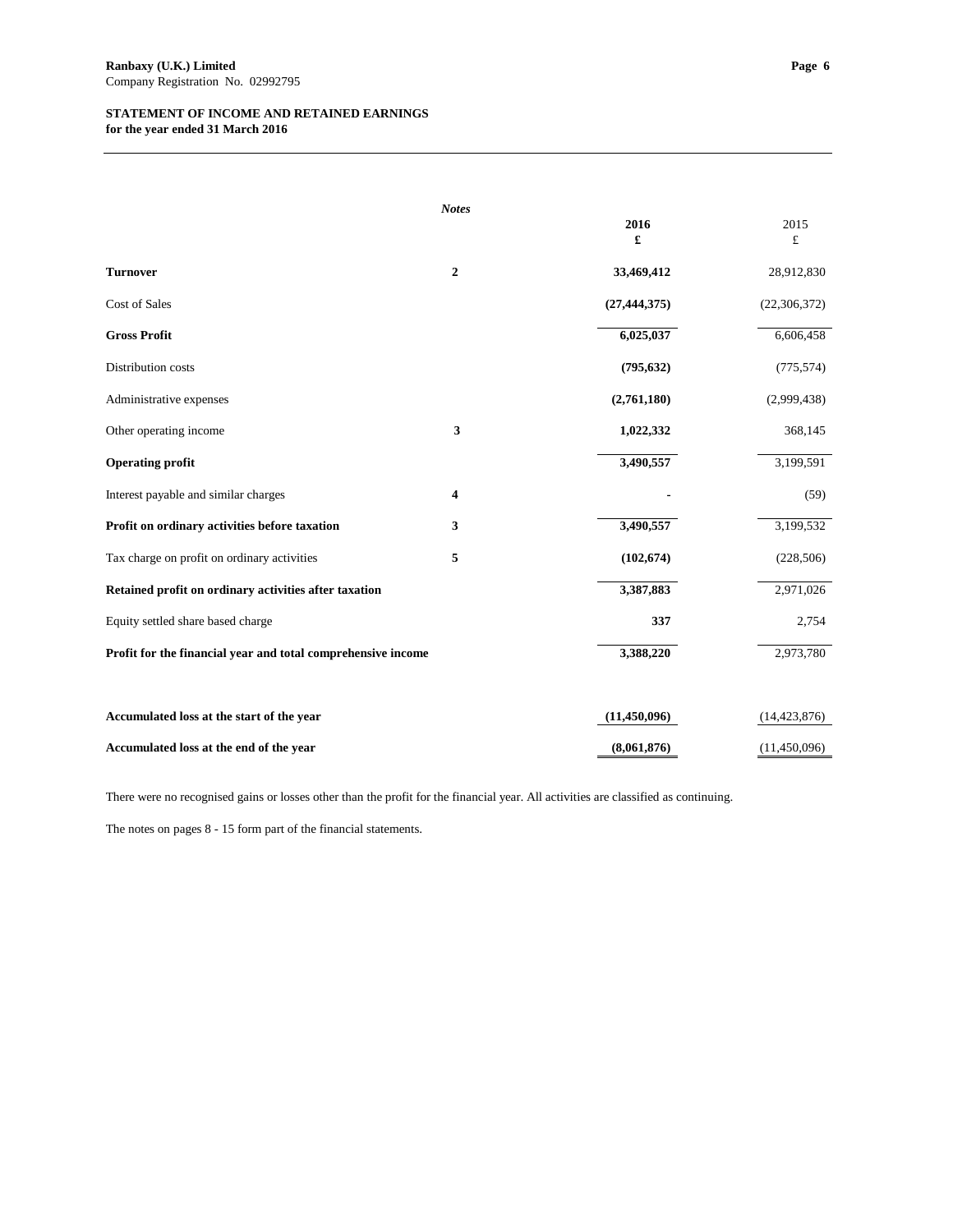**Ranbaxy (U.K.) Limited**
Company Registration No. 02992795

**STATEMENT OF INCOME AND RETAINED EARNINGS**
**for the year ended 31 March 2016**

| | *Notes* | **2016** **£** | 2015 £ |
|---|---|---|---|
| **Turnover** | **2** | **33,469,412** | 28,912,830 |
| Cost of Sales | | **(27,444,375)** | (22,306,372) |
| **Gross Profit** | | **6,025,037** | 6,606,458 |
| Distribution costs | | **(795,632)** | (775,574) |
| Administrative expenses | | **(2,761,180)** | (2,999,438) |
| Other operating income | **3** | **1,022,332** | 368,145 |
| **Operating profit** | | **3,490,557** | 3,199,591 |
| Interest payable and similar charges | **4** | **-** | (59) |
| **Profit on ordinary activities before taxation** | **3** | **3,490,557** | 3,199,532 |
| Tax charge on profit on ordinary activities | **5** | **(102,674)** | (228,506) |
| **Retained profit on ordinary activities after taxation** | | **3,387,883** | 2,971,026 |
| Equity settled share based charge | | **337** | 2,754 |
| **Profit for the financial year and total comprehensive income** | | **3,388,220** | 2,973,780 |
| | | | |
| **Accumulated loss at the start of the year** | | **(11,450,096)** | (14,423,876) |
| **Accumulated loss at the end of the year** | | **(8,061,876)** | (11,450,096) |

There were no recognised gains or losses other than the profit for the financial year. All activities are classified as continuing.

The notes on pages 8 - 15 form part of the financial statements.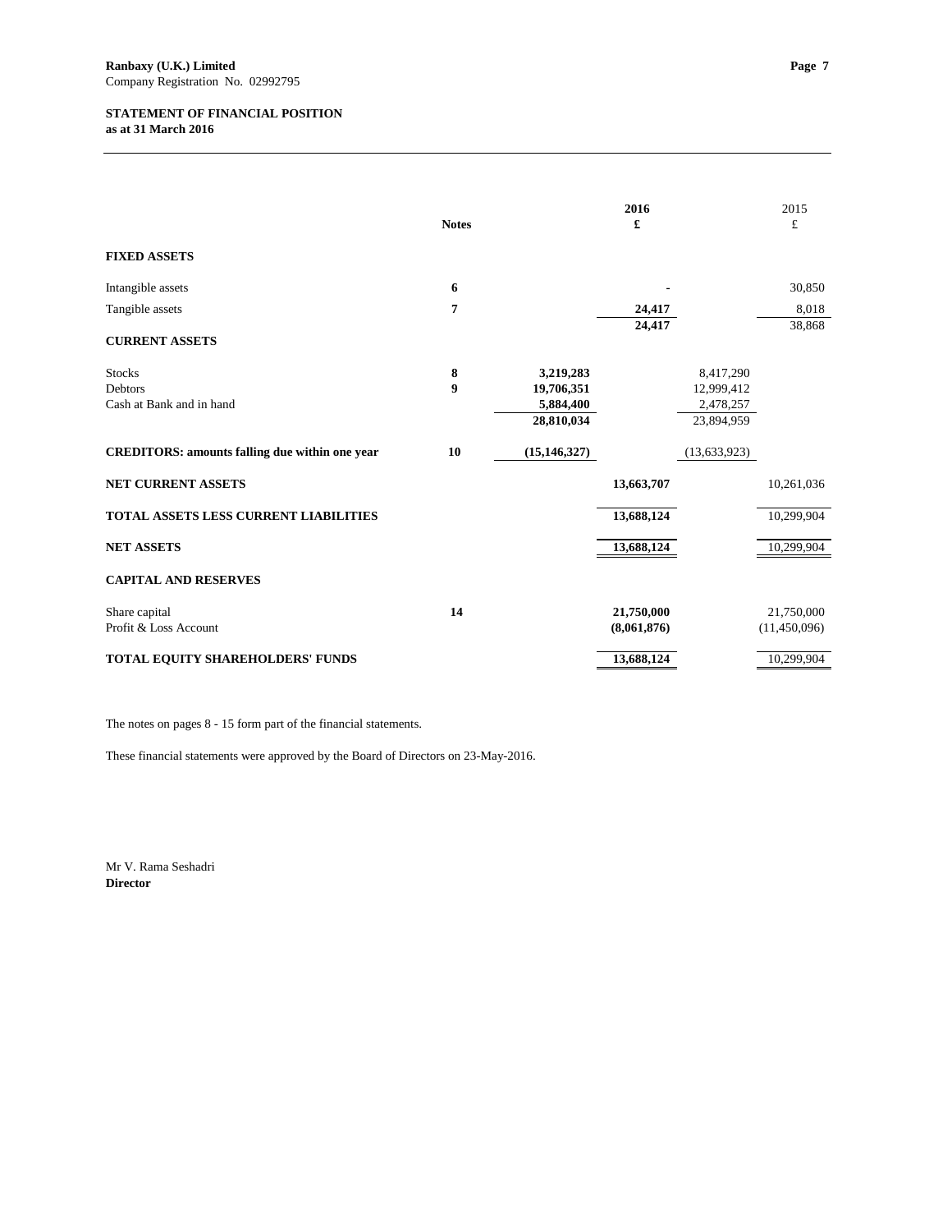**Ranbaxy (U.K.) Limited**
Company Registration No. 02992795

**STATEMENT OF FINANCIAL POSITION**
**as at 31 March 2016**

| | Notes | | 2016 £ | | 2015 £ |
|---|---|---|---|---|---|
| **FIXED ASSETS** | | | | | |
| Intangible assets | 6 | | - | | 30,850 |
| Tangible assets | 7 | | 24,417 | | 8,018 |
| | | | 24,417 | | 38,868 |
| **CURRENT ASSETS** | | | | | |
| Stocks | 8 | 3,219,283 | | 8,417,290 | |
| Debtors | 9 | 19,706,351 | | 12,999,412 | |
| Cash at Bank and in hand | | 5,884,400 | | 2,478,257 | |
| | | 28,810,034 | | 23,894,959 | |
| **CREDITORS: amounts falling due within one year** | 10 | (15,146,327) | | (13,633,923) | |
| **NET CURRENT ASSETS** | | | 13,663,707 | | 10,261,036 |
| **TOTAL ASSETS LESS CURRENT LIABILITIES** | | | 13,688,124 | | 10,299,904 |
| **NET ASSETS** | | | 13,688,124 | | 10,299,904 |
| **CAPITAL AND RESERVES** | | | | | |
| Share capital | 14 | | 21,750,000 | | 21,750,000 |
| Profit & Loss Account | | | (8,061,876) | | (11,450,096) |
| **TOTAL EQUITY SHAREHOLDERS' FUNDS** | | | 13,688,124 | | 10,299,904 |

The notes on pages 8 - 15 form part of the financial statements.

These financial statements were approved by the Board of Directors on 23-May-2016.

Mr V. Rama Seshadri
**Director**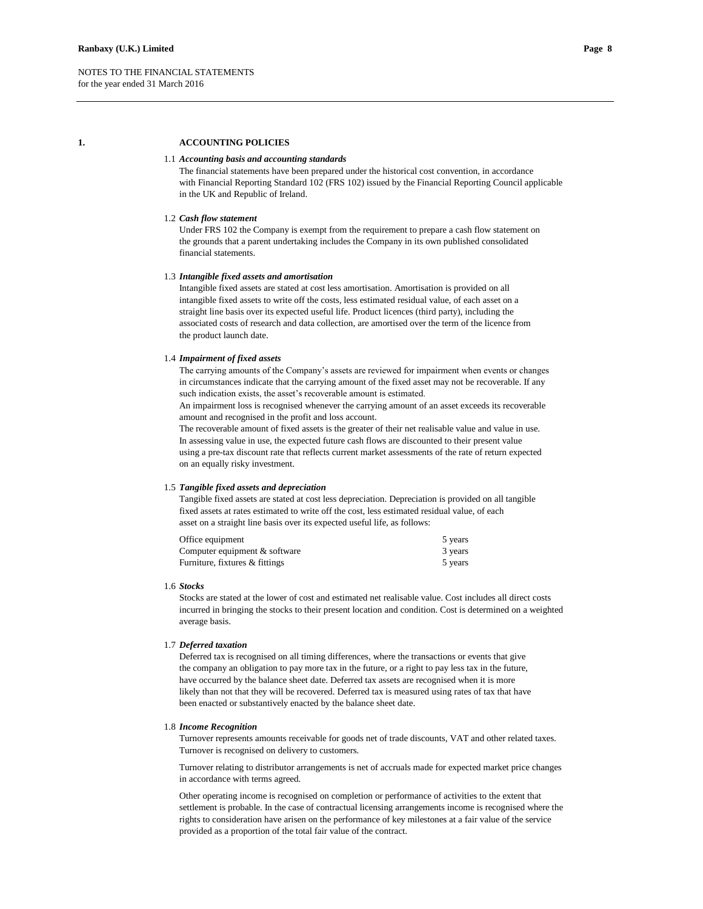NOTES TO THE FINANCIAL STATEMENTS
for the year ended 31 March 2016

## 1. ACCOUNTING POLICIES

### 1.1 *Accounting basis and accounting standards*

The financial statements have been prepared under the historical cost convention, in accordance with Financial Reporting Standard 102 (FRS 102) issued by the Financial Reporting Council applicable in the UK and Republic of Ireland.

### 1.2 *Cash flow statement*

Under FRS 102 the Company is exempt from the requirement to prepare a cash flow statement on the grounds that a parent undertaking includes the Company in its own published consolidated financial statements.

### 1.3 *Intangible fixed assets and amortisation*

Intangible fixed assets are stated at cost less amortisation. Amortisation is provided on all intangible fixed assets to write off the costs, less estimated residual value, of each asset on a straight line basis over its expected useful life. Product licences (third party), including the associated costs of research and data collection, are amortised over the term of the licence from the product launch date.

### 1.4 *Impairment of fixed assets*

The carrying amounts of the Company's assets are reviewed for impairment when events or changes in circumstances indicate that the carrying amount of the fixed asset may not be recoverable. If any such indication exists, the asset's recoverable amount is estimated.
An impairment loss is recognised whenever the carrying amount of an asset exceeds its recoverable amount and recognised in the profit and loss account.
The recoverable amount of fixed assets is the greater of their net realisable value and value in use. In assessing value in use, the expected future cash flows are discounted to their present value using a pre-tax discount rate that reflects current market assessments of the rate of return expected on an equally risky investment.

### 1.5 *Tangible fixed assets and depreciation*

Tangible fixed assets are stated at cost less depreciation. Depreciation is provided on all tangible fixed assets at rates estimated to write off the cost, less estimated residual value, of each asset on a straight line basis over its expected useful life, as follows:

| | |
|---|---|
| Office equipment | 5 years |
| Computer equipment & software | 3 years |
| Furniture, fixtures & fittings | 5 years |

### 1.6 *Stocks*

Stocks are stated at the lower of cost and estimated net realisable value. Cost includes all direct costs incurred in bringing the stocks to their present location and condition. Cost is determined on a weighted average basis.

### 1.7 *Deferred taxation*

Deferred tax is recognised on all timing differences, where the transactions or events that give the company an obligation to pay more tax in the future, or a right to pay less tax in the future, have occurred by the balance sheet date. Deferred tax assets are recognised when it is more likely than not that they will be recovered. Deferred tax is measured using rates of tax that have been enacted or substantively enacted by the balance sheet date.

### 1.8 *Income Recognition*

Turnover represents amounts receivable for goods net of trade discounts, VAT and other related taxes. Turnover is recognised on delivery to customers.

Turnover relating to distributor arrangements is net of accruals made for expected market price changes in accordance with terms agreed.

Other operating income is recognised on completion or performance of activities to the extent that settlement is probable. In the case of contractual licensing arrangements income is recognised where the rights to consideration have arisen on the performance of key milestones at a fair value of the service provided as a proportion of the total fair value of the contract.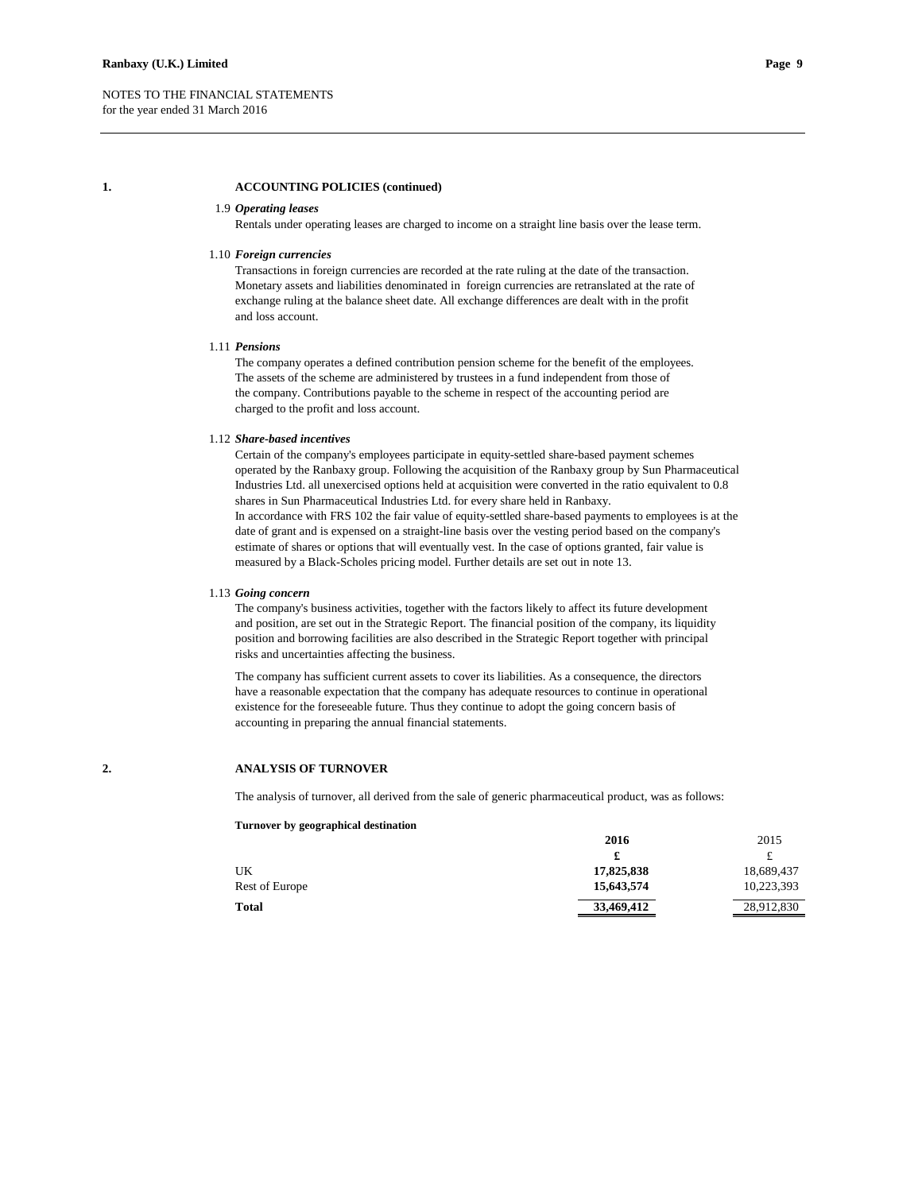NOTES TO THE FINANCIAL STATEMENTS
for the year ended 31 March 2016

## 1. ACCOUNTING POLICIES (continued)

### 1.9 *Operating leases*

Rentals under operating leases are charged to income on a straight line basis over the lease term.

### 1.10 *Foreign currencies*

Transactions in foreign currencies are recorded at the rate ruling at the date of the transaction. Monetary assets and liabilities denominated in foreign currencies are retranslated at the rate of exchange ruling at the balance sheet date. All exchange differences are dealt with in the profit and loss account.

### 1.11 *Pensions*

The company operates a defined contribution pension scheme for the benefit of the employees. The assets of the scheme are administered by trustees in a fund independent from those of the company. Contributions payable to the scheme in respect of the accounting period are charged to the profit and loss account.

### 1.12 *Share-based incentives*

Certain of the company's employees participate in equity-settled share-based payment schemes operated by the Ranbaxy group. Following the acquisition of the Ranbaxy group by Sun Pharmaceutical Industries Ltd. all unexercised options held at acquisition were converted in the ratio equivalent to 0.8 shares in Sun Pharmaceutical Industries Ltd. for every share held in Ranbaxy.
In accordance with FRS 102 the fair value of equity-settled share-based payments to employees is at the date of grant and is expensed on a straight-line basis over the vesting period based on the company's estimate of shares or options that will eventually vest. In the case of options granted, fair value is measured by a Black-Scholes pricing model. Further details are set out in note 13.

### 1.13 *Going concern*

The company's business activities, together with the factors likely to affect its future development and position, are set out in the Strategic Report. The financial position of the company, its liquidity position and borrowing facilities are also described in the Strategic Report together with principal risks and uncertainties affecting the business.

The company has sufficient current assets to cover its liabilities. As a consequence, the directors have a reasonable expectation that the company has adequate resources to continue in operational existence for the foreseeable future. Thus they continue to adopt the going concern basis of accounting in preparing the annual financial statements.

## 2. ANALYSIS OF TURNOVER

The analysis of turnover, all derived from the sale of generic pharmaceutical product, was as follows:

**Turnover by geographical destination**

| | **2016** | 2015 |
|---|---|---|
| | **£** | £ |
| UK | **17,825,838** | 18,689,437 |
| Rest of Europe | **15,643,574** | 10,223,393 |
| **Total** | **33,469,412** | 28,912,830 |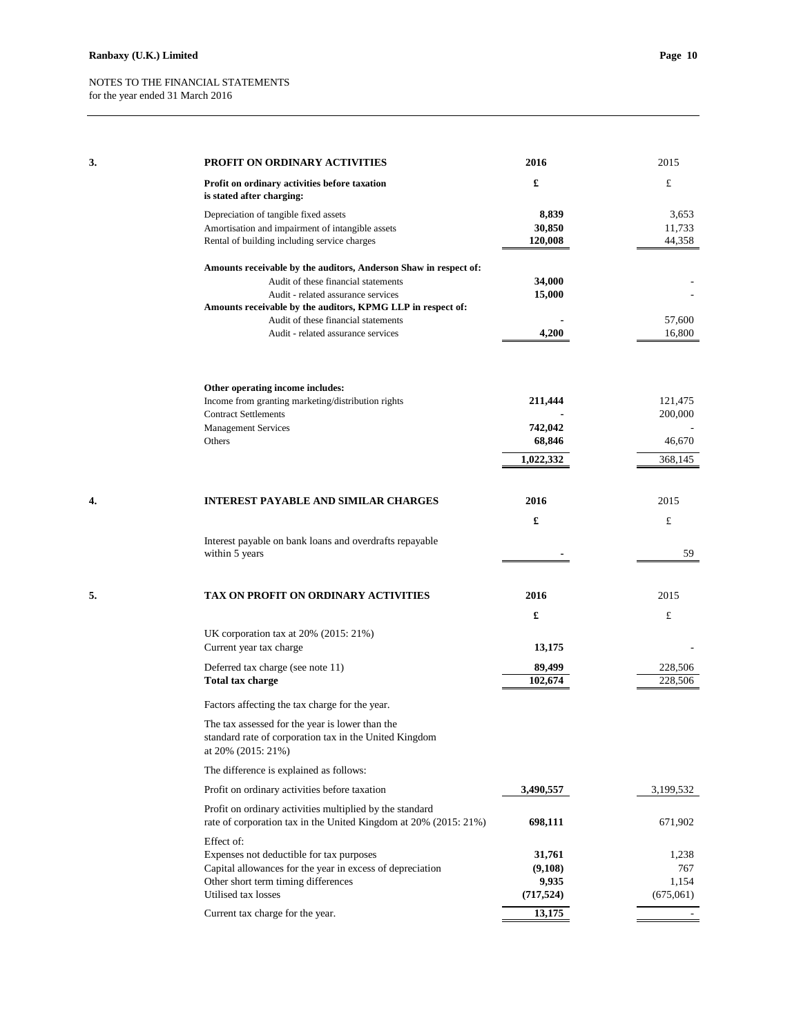NOTES TO THE FINANCIAL STATEMENTS
for the year ended 31 March 2016

## 3. PROFIT ON ORDINARY ACTIVITIES

| | 2016 | 2015 |
|---|---|---|
| **Profit on ordinary activities before taxation is stated after charging:** | **£** | £ |
| Depreciation of tangible fixed assets | **8,839** | 3,653 |
| Amortisation and impairment of intangible assets | **30,850** | 11,733 |
| Rental of building including service charges | **120,008** | 44,358 |
| **Amounts receivable by the auditors, Anderson Shaw in respect of:** | | |
| Audit of these financial statements | **34,000** | - |
| Audit - related assurance services | **15,000** | - |
| **Amounts receivable by the auditors, KPMG LLP in respect of:** | | |
| Audit of these financial statements | **-** | 57,600 |
| Audit - related assurance services | **4,200** | 16,800 |

| | 2016 | 2015 |
|---|---|---|
| **Other operating income includes:** | | |
| Income from granting marketing/distribution rights | **211,444** | 121,475 |
| Contract Settlements | **-** | 200,000 |
| Management Services | **742,042** | - |
| Others | **68,846** | 46,670 |
| | **1,022,332** | 368,145 |

## 4. INTEREST PAYABLE AND SIMILAR CHARGES

| | 2016 | 2015 |
|---|---|---|
| | **£** | £ |
| Interest payable on bank loans and overdrafts repayable within 5 years | **-** | 59 |

## 5. TAX ON PROFIT ON ORDINARY ACTIVITIES

| | 2016 | 2015 |
|---|---|---|
| | **£** | £ |
| UK corporation tax at 20% (2015: 21%) | | |
| Current year tax charge | **13,175** | - |
| Deferred tax charge (see note 11) | **89,499** | 228,506 |
| **Total tax charge** | **102,674** | 228,506 |

Factors affecting the tax charge for the year.

The tax assessed for the year is lower than the standard rate of corporation tax in the United Kingdom at 20% (2015: 21%)

The difference is explained as follows:

| | 2016 | 2015 |
|---|---|---|
| Profit on ordinary activities before taxation | **3,490,557** | 3,199,532 |
| Profit on ordinary activities multiplied by the standard rate of corporation tax in the United Kingdom at 20% (2015: 21%) | **698,111** | 671,902 |
| Effect of: | | |
| Expenses not deductible for tax purposes | **31,761** | 1,238 |
| Capital allowances for the year in excess of depreciation | **(9,108)** | 767 |
| Other short term timing differences | **9,935** | 1,154 |
| Utilised tax losses | **(717,524)** | (675,061) |
| Current tax charge for the year. | **13,175** | - |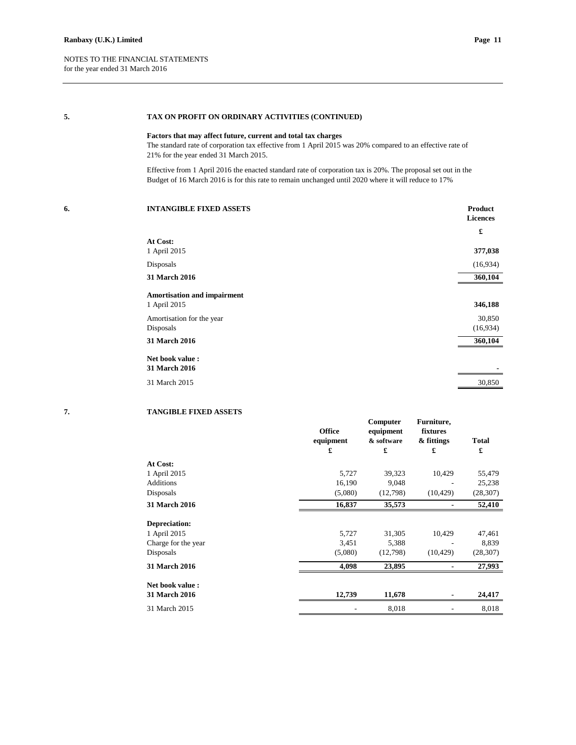## 5. TAX ON PROFIT ON ORDINARY ACTIVITIES (CONTINUED)

**Factors that may affect future, current and total tax charges**

The standard rate of corporation tax effective from 1 April 2015 was 20% compared to an effective rate of 21% for the year ended 31 March 2015.

Effective from 1 April 2016 the enacted standard rate of corporation tax is 20%. The proposal set out in the Budget of 16 March 2016 is for this rate to remain unchanged until 2020 where it will reduce to 17%

## 6. INTANGIBLE FIXED ASSETS

| | Product Licences |
|---|---|
| | £ |
| **At Cost:** | |
| 1 April 2015 | **377,038** |
| Disposals | (16,934) |
| **31 March 2016** | **360,104** |
| **Amortisation and impairment** | |
| 1 April 2015 | **346,188** |
| Amortisation for the year | 30,850 |
| Disposals | (16,934) |
| **31 March 2016** | **360,104** |
| **Net book value :** | |
| **31 March 2016** | - |
| 31 March 2015 | 30,850 |

## 7. TANGIBLE FIXED ASSETS

| | Office equipment | Computer equipment & software | Furniture, fixtures & fittings | Total |
|---|---|---|---|---|
| | £ | £ | £ | £ |
| **At Cost:** | | | | |
| 1 April 2015 | 5,727 | 39,323 | 10,429 | 55,479 |
| Additions | 16,190 | 9,048 | - | 25,238 |
| Disposals | (5,080) | (12,798) | (10,429) | (28,307) |
| **31 March 2016** | **16,837** | **35,573** | **-** | **52,410** |
| **Depreciation:** | | | | |
| 1 April 2015 | 5,727 | 31,305 | 10,429 | 47,461 |
| Charge for the year | 3,451 | 5,388 | - | 8,839 |
| Disposals | (5,080) | (12,798) | (10,429) | (28,307) |
| **31 March 2016** | **4,098** | **23,895** | **-** | **27,993** |
| **Net book value :** | | | | |
| **31 March 2016** | **12,739** | **11,678** | **-** | **24,417** |
| 31 March 2015 | - | 8,018 | - | 8,018 |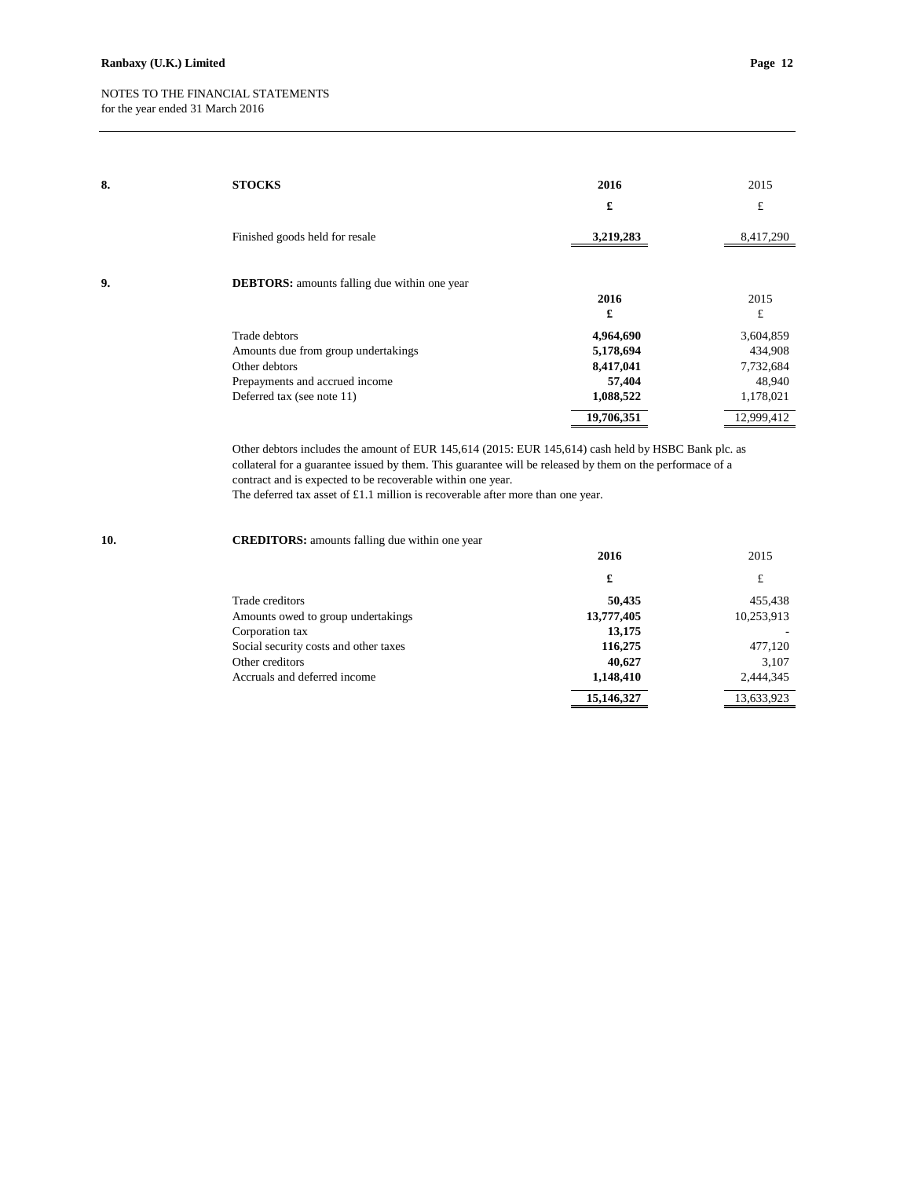NOTES TO THE FINANCIAL STATEMENTS
for the year ended 31 March 2016

## 8. STOCKS

| | 2016 | 2015 |
|---|---|---|
| | £ | £ |
| Finished goods held for resale | **3,219,283** | 8,417,290 |

## 9. DEBTORS: amounts falling due within one year

| | 2016 | 2015 |
|---|---|---|
| | £ | £ |
| Trade debtors | **4,964,690** | 3,604,859 |
| Amounts due from group undertakings | **5,178,694** | 434,908 |
| Other debtors | **8,417,041** | 7,732,684 |
| Prepayments and accrued income | **57,404** | 48,940 |
| Deferred tax (see note 11) | **1,088,522** | 1,178,021 |
| | **19,706,351** | 12,999,412 |

Other debtors includes the amount of EUR 145,614 (2015: EUR 145,614) cash held by HSBC Bank plc. as collateral for a guarantee issued by them. This guarantee will be released by them on the performace of a contract and is expected to be recoverable within one year.
The deferred tax asset of £1.1 million is recoverable after more than one year.

## 10. CREDITORS: amounts falling due within one year

| | 2016 | 2015 |
|---|---|---|
| | £ | £ |
| Trade creditors | **50,435** | 455,438 |
| Amounts owed to group undertakings | **13,777,405** | 10,253,913 |
| Corporation tax | **13,175** | - |
| Social security costs and other taxes | **116,275** | 477,120 |
| Other creditors | **40,627** | 3,107 |
| Accruals and deferred income | **1,148,410** | 2,444,345 |
| | **15,146,327** | 13,633,923 |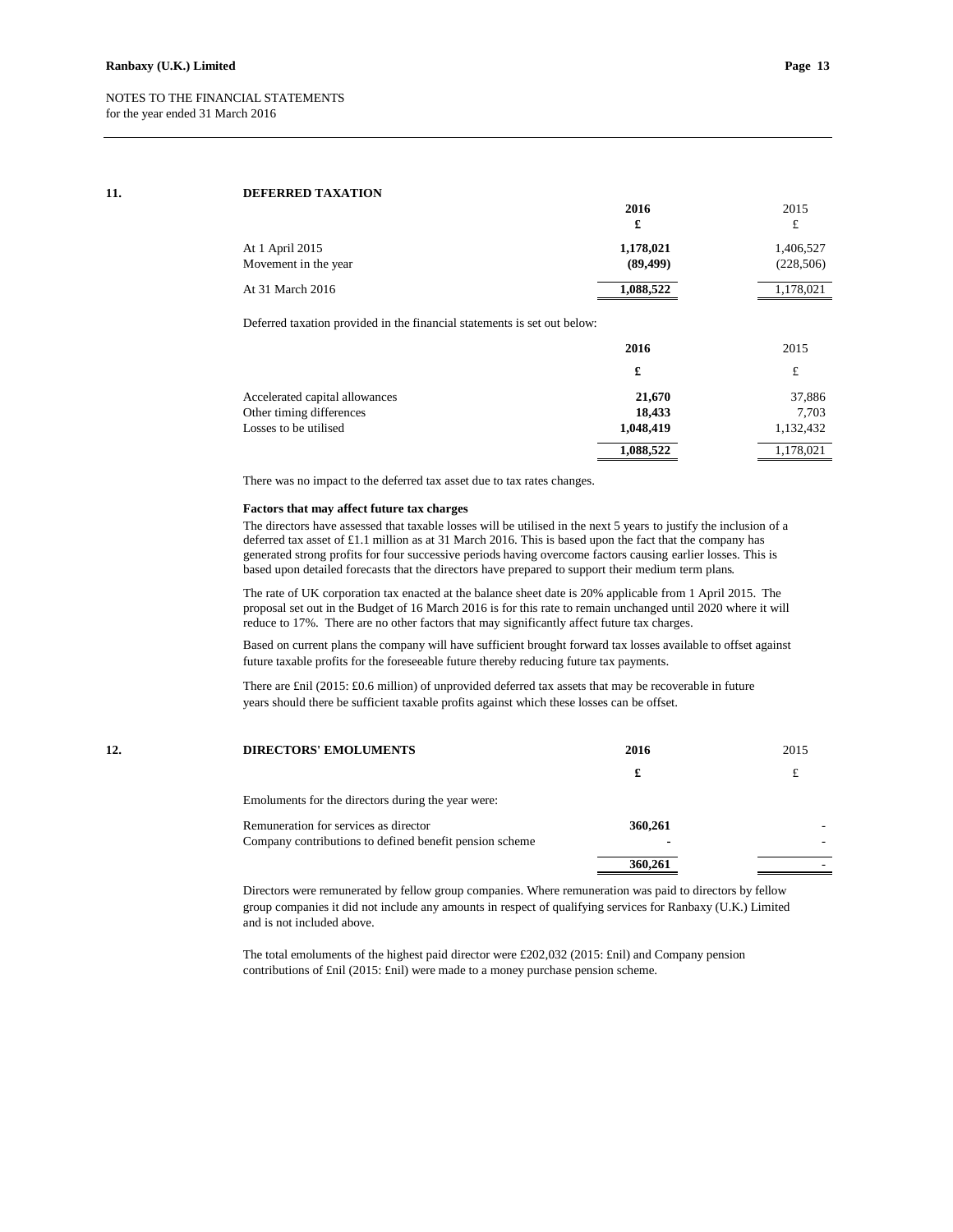NOTES TO THE FINANCIAL STATEMENTS
for the year ended 31 March 2016

## 11. DEFERRED TAXATION

| | **2016** | 2015 |
|---|---|---|
| | **£** | £ |
| At 1 April 2015 | **1,178,021** | 1,406,527 |
| Movement in the year | **(89,499)** | (228,506) |
| At 31 March 2016 | **1,088,522** | 1,178,021 |

Deferred taxation provided in the financial statements is set out below:

| | **2016** | 2015 |
|---|---|---|
| | **£** | £ |
| Accelerated capital allowances | **21,670** | 37,886 |
| Other timing differences | **18,433** | 7,703 |
| Losses to be utilised | **1,048,419** | 1,132,432 |
| | **1,088,522** | 1,178,021 |

There was no impact to the deferred tax asset due to tax rates changes.

**Factors that may affect future tax charges**

The directors have assessed that taxable losses will be utilised in the next 5 years to justify the inclusion of a deferred tax asset of £1.1 million as at 31 March 2016. This is based upon the fact that the company has generated strong profits for four successive periods having overcome factors causing earlier losses. This is based upon detailed forecasts that the directors have prepared to support their medium term plans.

The rate of UK corporation tax enacted at the balance sheet date is 20% applicable from 1 April 2015. The proposal set out in the Budget of 16 March 2016 is for this rate to remain unchanged until 2020 where it will reduce to 17%. There are no other factors that may significantly affect future tax charges.

Based on current plans the company will have sufficient brought forward tax losses available to offset against future taxable profits for the foreseeable future thereby reducing future tax payments.

There are £nil (2015: £0.6 million) of unprovided deferred tax assets that may be recoverable in future years should there be sufficient taxable profits against which these losses can be offset.

## 12. DIRECTORS' EMOLUMENTS

| | **2016** | 2015 |
|---|---|---|
| | **£** | £ |
| Emoluments for the directors during the year were: | | |
| Remuneration for services as director | **360,261** | - |
| Company contributions to defined benefit pension scheme | **-** | - |
| | **360,261** | - |

Directors were remunerated by fellow group companies. Where remuneration was paid to directors by fellow group companies it did not include any amounts in respect of qualifying services for Ranbaxy (U.K.) Limited and is not included above.

The total emoluments of the highest paid director were £202,032 (2015: £nil) and Company pension contributions of £nil (2015: £nil) were made to a money purchase pension scheme.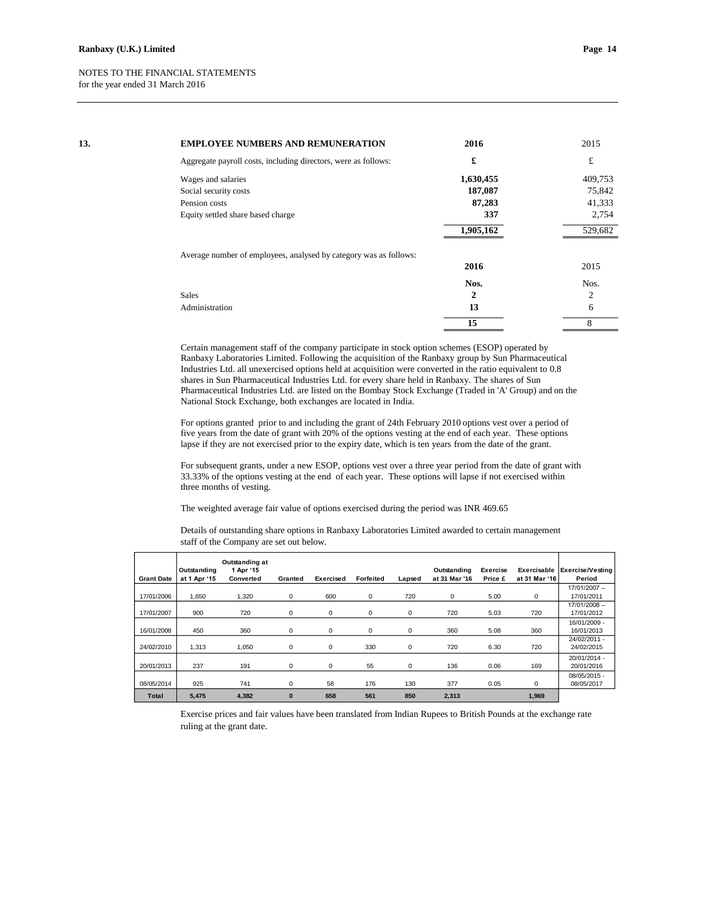NOTES TO THE FINANCIAL STATEMENTS
for the year ended 31 March 2016

## 13. EMPLOYEE NUMBERS AND REMUNERATION

Aggregate payroll costs, including directors, were as follows:

| | 2016 | 2015 |
|---|---|---|
| | £ | £ |
| Wages and salaries | 1,630,455 | 409,753 |
| Social security costs | 187,087 | 75,842 |
| Pension costs | 87,283 | 41,333 |
| Equity settled share based charge | 337 | 2,754 |
| | 1,905,162 | 529,682 |

Average number of employees, analysed by category was as follows:

| | 2016 | 2015 |
|---|---|---|
| | Nos. | Nos. |
| Sales | 2 | 2 |
| Administration | 13 | 6 |
| | 15 | 8 |

Certain management staff of the company participate in stock option schemes (ESOP) operated by Ranbaxy Laboratories Limited. Following the acquisition of the Ranbaxy group by Sun Pharmaceutical Industries Ltd. all unexercised options held at acquisition were converted in the ratio equivalent to 0.8 shares in Sun Pharmaceutical Industries Ltd. for every share held in Ranbaxy. The shares of Sun Pharmaceutical Industries Ltd. are listed on the Bombay Stock Exchange (Traded in 'A' Group) and on the National Stock Exchange, both exchanges are located in India.

For options granted prior to and including the grant of 24th February 2010 options vest over a period of five years from the date of grant with 20% of the options vesting at the end of each year. These options lapse if they are not exercised prior to the expiry date, which is ten years from the date of the grant.

For subsequent grants, under a new ESOP, options vest over a three year period from the date of grant with 33.33% of the options vesting at the end of each year. These options will lapse if not exercised within three months of vesting.

The weighted average fair value of options exercised during the period was INR 469.65

Details of outstanding share options in Ranbaxy Laboratories Limited awarded to certain management staff of the Company are set out below.

| Grant Date | Outstanding at 1 Apr '15 | Outstanding at 1 Apr '15 Converted | Granted | Exercised | Forfeited | Lapsed | Outstanding at 31 Mar '16 | Exercise Price £ | Exercisable at 31 Mar '16 | Exercise/Vesting Period |
|---|---|---|---|---|---|---|---|---|---|---|
| 17/01/2006 | 1,650 | 1,320 | 0 | 600 | 0 | 720 | 0 | 5.00 | 0 | 17/01/2007 – 17/01/2011 |
| 17/01/2007 | 900 | 720 | 0 | 0 | 0 | 0 | 720 | 5.03 | 720 | 17/01/2008 – 17/01/2012 |
| 16/01/2008 | 450 | 360 | 0 | 0 | 0 | 0 | 360 | 5.08 | 360 | 16/01/2009 - 16/01/2013 |
| 24/02/2010 | 1,313 | 1,050 | 0 | 0 | 330 | 0 | 720 | 6.30 | 720 | 24/02/2011 - 24/02/2015 |
| 20/01/2013 | 237 | 191 | 0 | 0 | 55 | 0 | 136 | 0.06 | 169 | 20/01/2014 - 20/01/2016 |
| 08/05/2014 | 925 | 741 | 0 | 58 | 176 | 130 | 377 | 0.05 | 0 | 08/05/2015 - 08/05/2017 |
| **Total** | **5,475** | **4,382** | **0** | **658** | **561** | **850** | **2,313** | | **1,969** | |

Exercise prices and fair values have been translated from Indian Rupees to British Pounds at the exchange rate ruling at the grant date.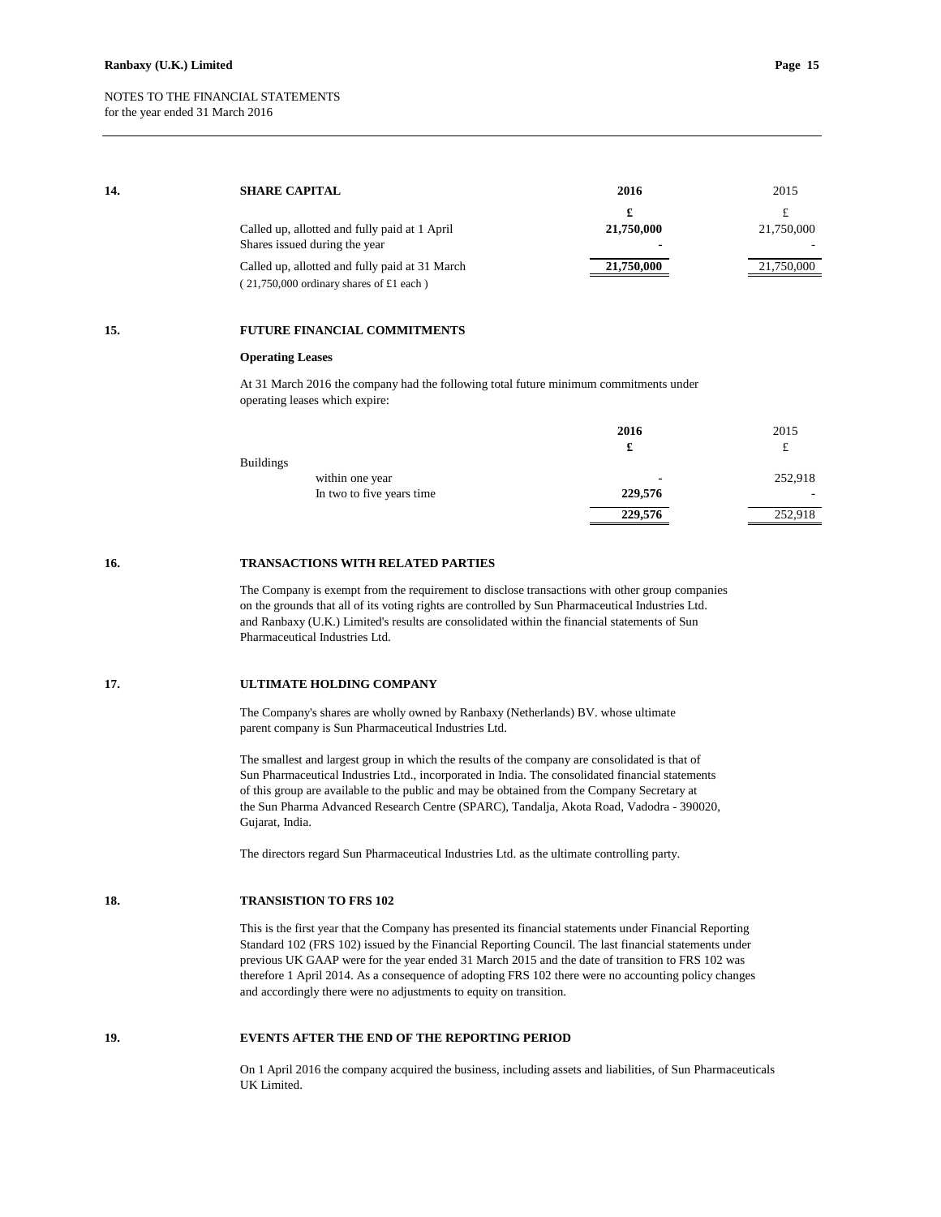NOTES TO THE FINANCIAL STATEMENTS
for the year ended 31 March 2016

## 14. SHARE CAPITAL

| | 2016 | 2015 |
|---|---|---|
| | £ | £ |
| Called up, allotted and fully paid at 1 April | 21,750,000 | 21,750,000 |
| Shares issued during the year | - | - |
| Called up, allotted and fully paid at 31 March | **21,750,000** | 21,750,000 |
| ( 21,750,000 ordinary shares of £1 each ) | | |

## 15. FUTURE FINANCIAL COMMITMENTS

**Operating Leases**

At 31 March 2016 the company had the following total future minimum commitments under operating leases which expire:

| | 2016 | 2015 |
|---|---|---|
| | £ | £ |
| Buildings | | |
| within one year | - | 252,918 |
| In two to five years time | **229,576** | - |
| | **229,576** | 252,918 |

## 16. TRANSACTIONS WITH RELATED PARTIES

The Company is exempt from the requirement to disclose transactions with other group companies on the grounds that all of its voting rights are controlled by Sun Pharmaceutical Industries Ltd. and Ranbaxy (U.K.) Limited's results are consolidated within the financial statements of Sun Pharmaceutical Industries Ltd.

## 17. ULTIMATE HOLDING COMPANY

The Company's shares are wholly owned by Ranbaxy (Netherlands) BV. whose ultimate parent company is Sun Pharmaceutical Industries Ltd.

The smallest and largest group in which the results of the company are consolidated is that of Sun Pharmaceutical Industries Ltd., incorporated in India. The consolidated financial statements of this group are available to the public and may be obtained from the Company Secretary at the Sun Pharma Advanced Research Centre (SPARC), Tandalja, Akota Road, Vadodra - 390020, Gujarat, India.

The directors regard Sun Pharmaceutical Industries Ltd. as the ultimate controlling party.

## 18. TRANSISTION TO FRS 102

This is the first year that the Company has presented its financial statements under Financial Reporting Standard 102 (FRS 102) issued by the Financial Reporting Council. The last financial statements under previous UK GAAP were for the year ended 31 March 2015 and the date of transition to FRS 102 was therefore 1 April 2014. As a consequence of adopting FRS 102 there were no accounting policy changes and accordingly there were no adjustments to equity on transition.

## 19. EVENTS AFTER THE END OF THE REPORTING PERIOD

On 1 April 2016 the company acquired the business, including assets and liabilities, of Sun Pharmaceuticals UK Limited.